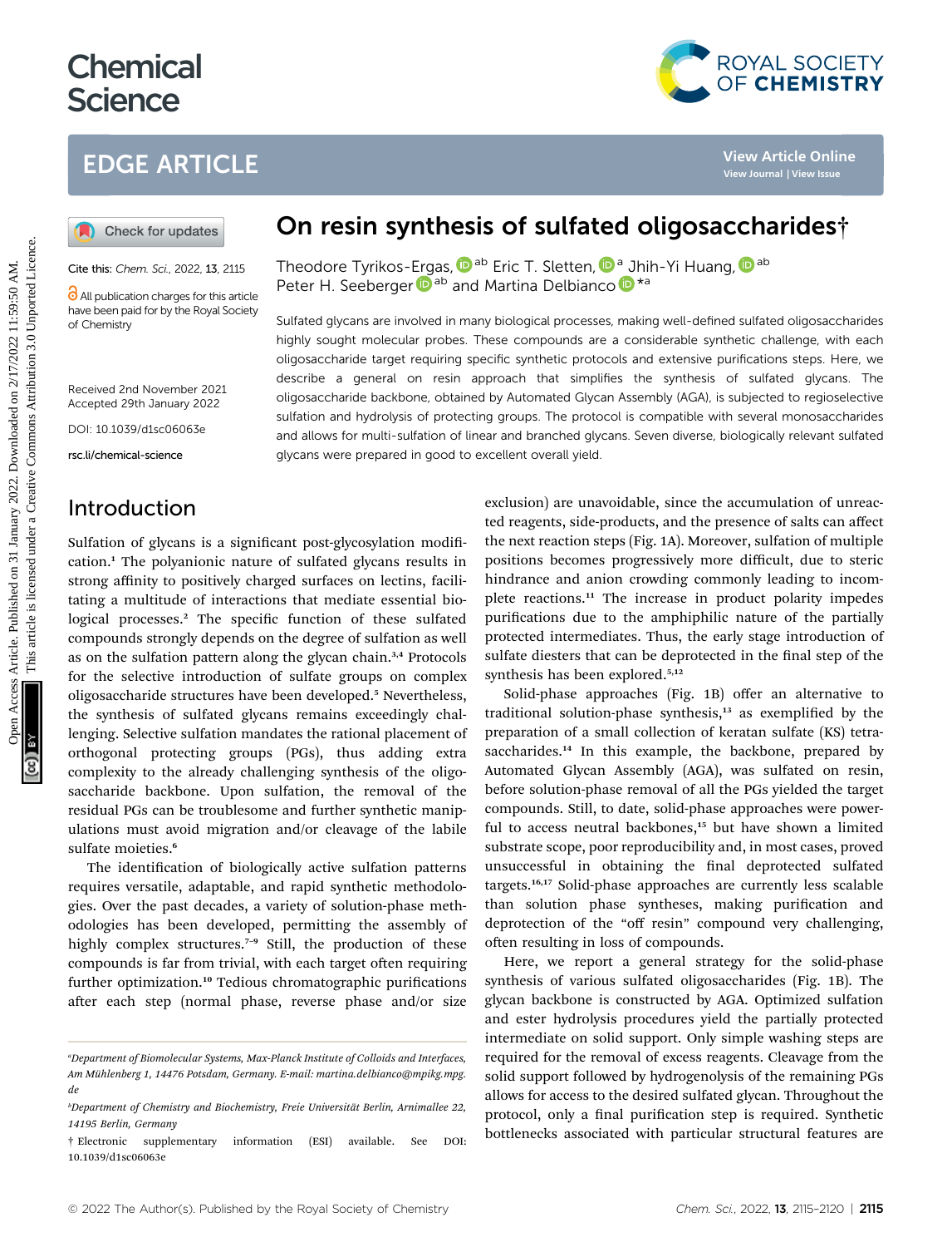# Chemical Science

## EDGE ARTICLE

Cite this: *Chem. Sci.*, 2022, **13**, 2115

All publication charges for this article have been paid for by the Royal Society of Chemistry

Received 2nd November 2021
Accepted 29th January 2022

DOI: 10.1039/d1sc06063e

rsc.li/chemical-science

# On resin synthesis of sulfated oligosaccharides†

Theodore Tyrikos-Ergas,[ab] Eric T. Sletten,[a] Jhih-Yi Huang,[ab] Peter H. Seeberger[ab] and Martina Delbianco[*a]

Sulfated glycans are involved in many biological processes, making well-defined sulfated oligosaccharides highly sought molecular probes. These compounds are a considerable synthetic challenge, with each oligosaccharide target requiring specific synthetic protocols and extensive purifications steps. Here, we describe a general on resin approach that simplifies the synthesis of sulfated glycans. The oligosaccharide backbone, obtained by Automated Glycan Assembly (AGA), is subjected to regioselective sulfation and hydrolysis of protecting groups. The protocol is compatible with several monosaccharides and allows for multi-sulfation of linear and branched glycans. Seven diverse, biologically relevant sulfated glycans were prepared in good to excellent overall yield.

## Introduction

Sulfation of glycans is a significant post-glycosylation modification.[1] The polyanionic nature of sulfated glycans results in strong affinity to positively charged surfaces on lectins, facilitating a multitude of interactions that mediate essential biological processes.[2] The specific function of these sulfated compounds strongly depends on the degree of sulfation as well as on the sulfation pattern along the glycan chain.[3,4] Protocols for the selective introduction of sulfate groups on complex oligosaccharide structures have been developed.[5] Nevertheless, the synthesis of sulfated glycans remains exceedingly challenging. Selective sulfation mandates the rational placement of orthogonal protecting groups (PGs), thus adding extra complexity to the already challenging synthesis of the oligosaccharide backbone. Upon sulfation, the removal of the residual PGs can be troublesome and further synthetic manipulations must avoid migration and/or cleavage of the labile sulfate moieties.[6]

The identification of biologically active sulfation patterns requires versatile, adaptable, and rapid synthetic methodologies. Over the past decades, a variety of solution-phase methodologies has been developed, permitting the assembly of highly complex structures.[7–9] Still, the production of these compounds is far from trivial, with each target often requiring further optimization.[10] Tedious chromatographic purifications after each step (normal phase, reverse phase and/or size exclusion) are unavoidable, since the accumulation of unreacted reagents, side-products, and the presence of salts can affect the next reaction steps (Fig. 1A). Moreover, sulfation of multiple positions becomes progressively more difficult, due to steric hindrance and anion crowding commonly leading to incomplete reactions.[11] The increase in product polarity impedes purifications due to the amphiphilic nature of the partially protected intermediates. Thus, the early stage introduction of sulfate diesters that can be deprotected in the final step of the synthesis has been explored.[5,12]

Solid-phase approaches (Fig. 1B) offer an alternative to traditional solution-phase synthesis,[13] as exemplified by the preparation of a small collection of keratan sulfate (KS) tetrasaccharides.[14] In this example, the backbone, prepared by Automated Glycan Assembly (AGA), was sulfated on resin, before solution-phase removal of all the PGs yielded the target compounds. Still, to date, solid-phase approaches were powerful to access neutral backbones,[15] but have shown a limited substrate scope, poor reproducibility and, in most cases, proved unsuccessful in obtaining the final deprotected sulfated targets.[16,17] Solid-phase approaches are currently less scalable than solution phase syntheses, making purification and deprotection of the "off resin" compound very challenging, often resulting in loss of compounds.

Here, we report a general strategy for the solid-phase synthesis of various sulfated oligosaccharides (Fig. 1B). The glycan backbone is constructed by AGA. Optimized sulfation and ester hydrolysis procedures yield the partially protected intermediate on solid support. Only simple washing steps are required for the removal of excess reagents. Cleavage from the solid support followed by hydrogenolysis of the remaining PGs allows for access to the desired sulfated glycan. Throughout the protocol, only a final purification step is required. Synthetic bottlenecks associated with particular structural features are

---

[a] Department of Biomolecular Systems, Max-Planck Institute of Colloids and Interfaces, Am Mühlenberg 1, 14476 Potsdam, Germany. E-mail: martina.delbianco@mpikg.mpg.de

[b] Department of Chemistry and Biochemistry, Freie Universität Berlin, Arnimallee 22, 14195 Berlin, Germany

† Electronic supplementary information (ESI) available. See DOI: 10.1039/d1sc06063e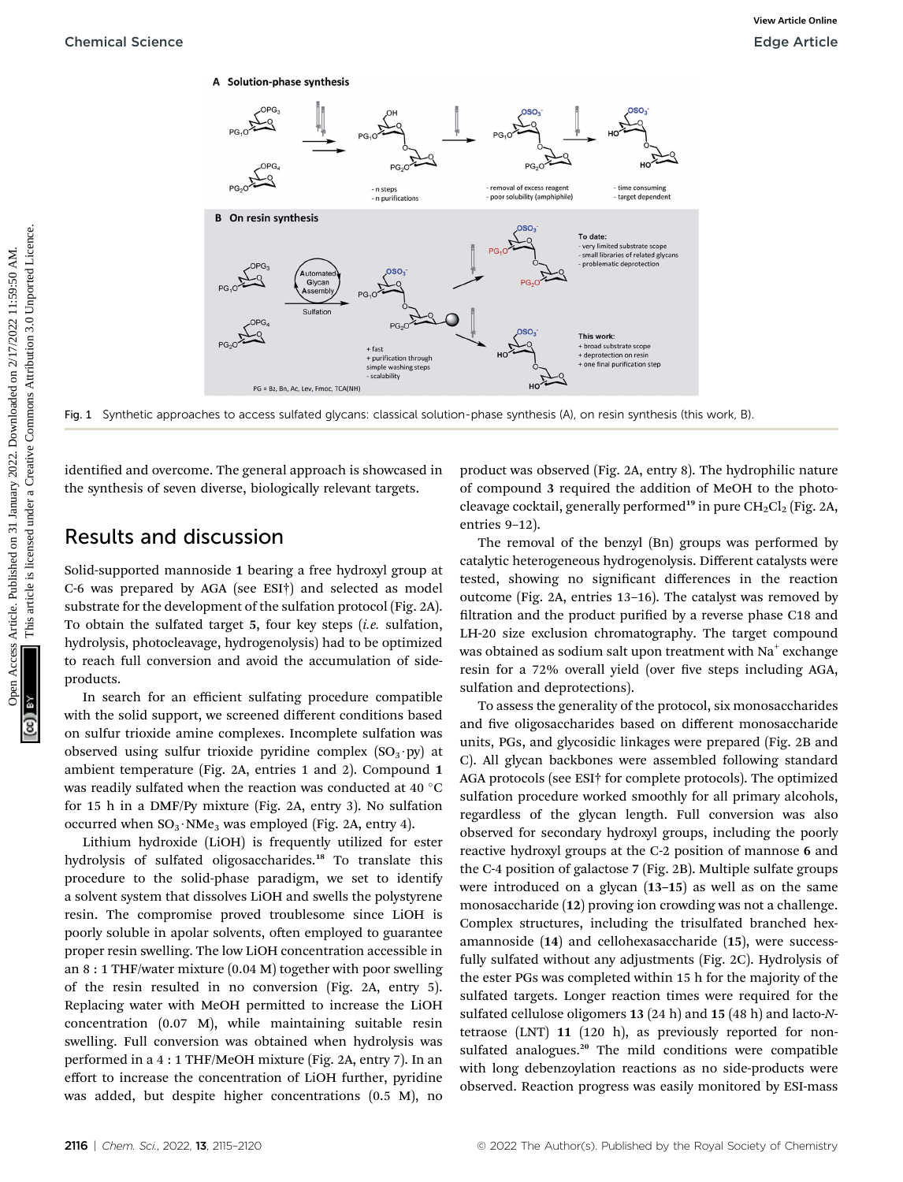Fig. 1 Synthetic approaches to access sulfated glycans: classical solution-phase synthesis (A), on resin synthesis (this work, B).

identified and overcome. The general approach is showcased in the synthesis of seven diverse, biologically relevant targets.

## Results and discussion

Solid-supported mannoside **1** bearing a free hydroxyl group at C-6 was prepared by AGA (see ESI†) and selected as model substrate for the development of the sulfation protocol (Fig. 2A). To obtain the sulfated target **5**, four key steps (*i.e.* sulfation, hydrolysis, photocleavage, hydrogenolysis) had to be optimized to reach full conversion and avoid the accumulation of side-products.

In search for an efficient sulfating procedure compatible with the solid support, we screened different conditions based on sulfur trioxide amine complexes. Incomplete sulfation was observed using sulfur trioxide pyridine complex ($SO_3 \cdot py$) at ambient temperature (Fig. 2A, entries 1 and 2). Compound **1** was readily sulfated when the reaction was conducted at 40 °C for 15 h in a DMF/Py mixture (Fig. 2A, entry 3). No sulfation occurred when $SO_3 \cdot NMe_3$ was employed (Fig. 2A, entry 4).

Lithium hydroxide (LiOH) is frequently utilized for ester hydrolysis of sulfated oligosaccharides.[18] To translate this procedure to the solid-phase paradigm, we set to identify a solvent system that dissolves LiOH and swells the polystyrene resin. The compromise proved troublesome since LiOH is poorly soluble in apolar solvents, often employed to guarantee proper resin swelling. The low LiOH concentration accessible in an 8 : 1 THF/water mixture (0.04 M) together with poor swelling of the resin resulted in no conversion (Fig. 2A, entry 5). Replacing water with MeOH permitted to increase the LiOH concentration (0.07 M), while maintaining suitable resin swelling. Full conversion was obtained when hydrolysis was performed in a 4 : 1 THF/MeOH mixture (Fig. 2A, entry 7). In an effort to increase the concentration of LiOH further, pyridine was added, but despite higher concentrations (0.5 M), no product was observed (Fig. 2A, entry 8). The hydrophilic nature of compound **3** required the addition of MeOH to the photocleavage cocktail, generally performed[19] in pure $CH_2Cl_2$ (Fig. 2A, entries 9–12).

The removal of the benzyl (Bn) groups was performed by catalytic heterogeneous hydrogenolysis. Different catalysts were tested, showing no significant differences in the reaction outcome (Fig. 2A, entries 13–16). The catalyst was removed by filtration and the product purified by a reverse phase C18 and LH-20 size exclusion chromatography. The target compound was obtained as sodium salt upon treatment with $Na^+$ exchange resin for a 72% overall yield (over five steps including AGA, sulfation and deprotections).

To assess the generality of the protocol, six monosaccharides and five oligosaccharides based on different monosaccharide units, PGs, and glycosidic linkages were prepared (Fig. 2B and C). All glycan backbones were assembled following standard AGA protocols (see ESI† for complete protocols). The optimized sulfation procedure worked smoothly for all primary alcohols, regardless of the glycan length. Full conversion was also observed for secondary hydroxyl groups, including the poorly reactive hydroxyl groups at the C-2 position of mannose **6** and the C-4 position of galactose **7** (Fig. 2B). Multiple sulfate groups were introduced on a glycan (**13–15**) as well as on the same monosaccharide (**12**) proving ion crowding was not a challenge. Complex structures, including the trisulfated branched hexamannoside (**14**) and cellohexasaccharide (**15**), were successfully sulfated without any adjustments (Fig. 2C). Hydrolysis of the ester PGs was completed within 15 h for the majority of the sulfated targets. Longer reaction times were required for the sulfated cellulose oligomers **13** (24 h) and **15** (48 h) and lacto-*N*-tetraose (LNT) **11** (120 h), as previously reported for non-sulfated analogues.[20] The mild conditions were compatible with long debenzoylation reactions as no side-products were observed. Reaction progress was easily monitored by ESI-mass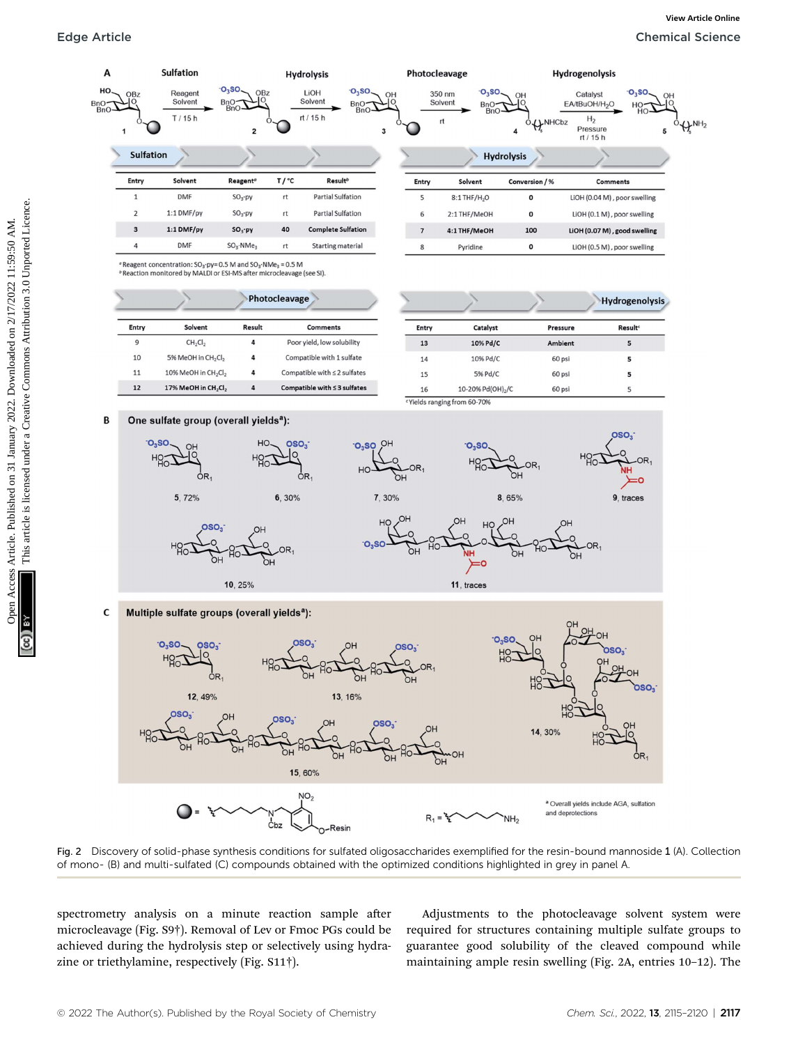**A**

**Sulfation** — Reagent, Solvent, T / 15 h (1 → 2)
**Hydrolysis** — LiOH, Solvent, rt / 15 h (2 → 3)
**Photocleavage** — 350 nm, Solvent, rt (3 → 4)
**Hydrogenolysis** — Catalyst, EA/tBuOH/$H_2O$, $H_2$ Pressure, rt / 15 h (4 → 5)

**Sulfation**

| Entry | Solvent | Reagent[a] | T / °C | Result[b] |
|---|---|---|---|---|
| 1 | DMF | $SO_3$·py | rt | Partial Sulfation |
| 2 | 1:1 DMF/py | $SO_3$·py | rt | Partial Sulfation |
| **3** | **1:1 DMF/py** | **$SO_3$·py** | **40** | **Complete Sulfation** |
| 4 | DMF | $SO_3$·$NMe_3$ | rt | Starting material |

[a] Reagent concentration: $SO_3$·py = 0.5 M and $SO_3$·$NMe_3$ = 0.5 M
[b] Reaction monitored by MALDI or ESI-MS after microcleavage (see SI).

**Hydrolysis**

| Entry | Solvent | Conversion / % | Comments |
|---|---|---|---|
| 5 | 8:1 THF/$H_2O$ | 0 | LiOH (0.04 M), poor swelling |
| 6 | 2:1 THF/MeOH | 0 | LiOH (0.1 M), poor swelling |
| **7** | **4:1 THF/MeOH** | **100** | **LiOH (0.07 M), good swelling** |
| 8 | Pyridine | 0 | LiOH (0.5 M), poor swelling |

**Photocleavage**

| Entry | Solvent | Result | Comments |
|---|---|---|---|
| 9 | $CH_2Cl_2$ | 4 | Poor yield, low solubility |
| 10 | 5% MeOH in $CH_2Cl_2$ | 4 | Compatible with 1 sulfate |
| 11 | 10% MeOH in $CH_2Cl_2$ | 4 | Compatible with ≤2 sulfates |
| **12** | **17% MeOH in $CH_2Cl_2$** | **4** | **Compatible with ≤3 sulfates** |

**Hydrogenolysis**

| Entry | Catalyst | Pressure | Result[c] |
|---|---|---|---|
| **13** | **10% Pd/C** | **Ambient** | **5** |
| 14 | 10% Pd/C | 60 psi | 5 |
| 15 | 5% Pd/C | 60 psi | 5 |
| 16 | 10-20% Pd$(OH)_2$/C | 60 psi | 5 |

[c] Yields ranging from 60-70%

**B** One sulfate group (overall yields[a]): **5**, 72%; **6**, 30%; **7**, 30%; **8**, 65%; **9**, traces; **10**, 25%; **11**, traces

**C** Multiple sulfate groups (overall yields[a]): **12**, 49%; **13**, 16%; **14**, 30%; **15**, 60%

$R_1$ = aminopentyl linker

[a] Overall yields include AGA, sulfation and deprotections

Fig. 2 Discovery of solid-phase synthesis conditions for sulfated oligosaccharides exemplified for the resin-bound mannoside **1** (A). Collection of mono- (B) and multi-sulfated (C) compounds obtained with the optimized conditions highlighted in grey in panel A.

spectrometry analysis on a minute reaction sample after microcleavage (Fig. S9†). Removal of Lev or Fmoc PGs could be achieved during the hydrolysis step or selectively using hydrazine or triethylamine, respectively (Fig. S11†).

Adjustments to the photocleavage solvent system were required for structures containing multiple sulfate groups to guarantee good solubility of the cleaved compound while maintaining ample resin swelling (Fig. 2A, entries 10–12). The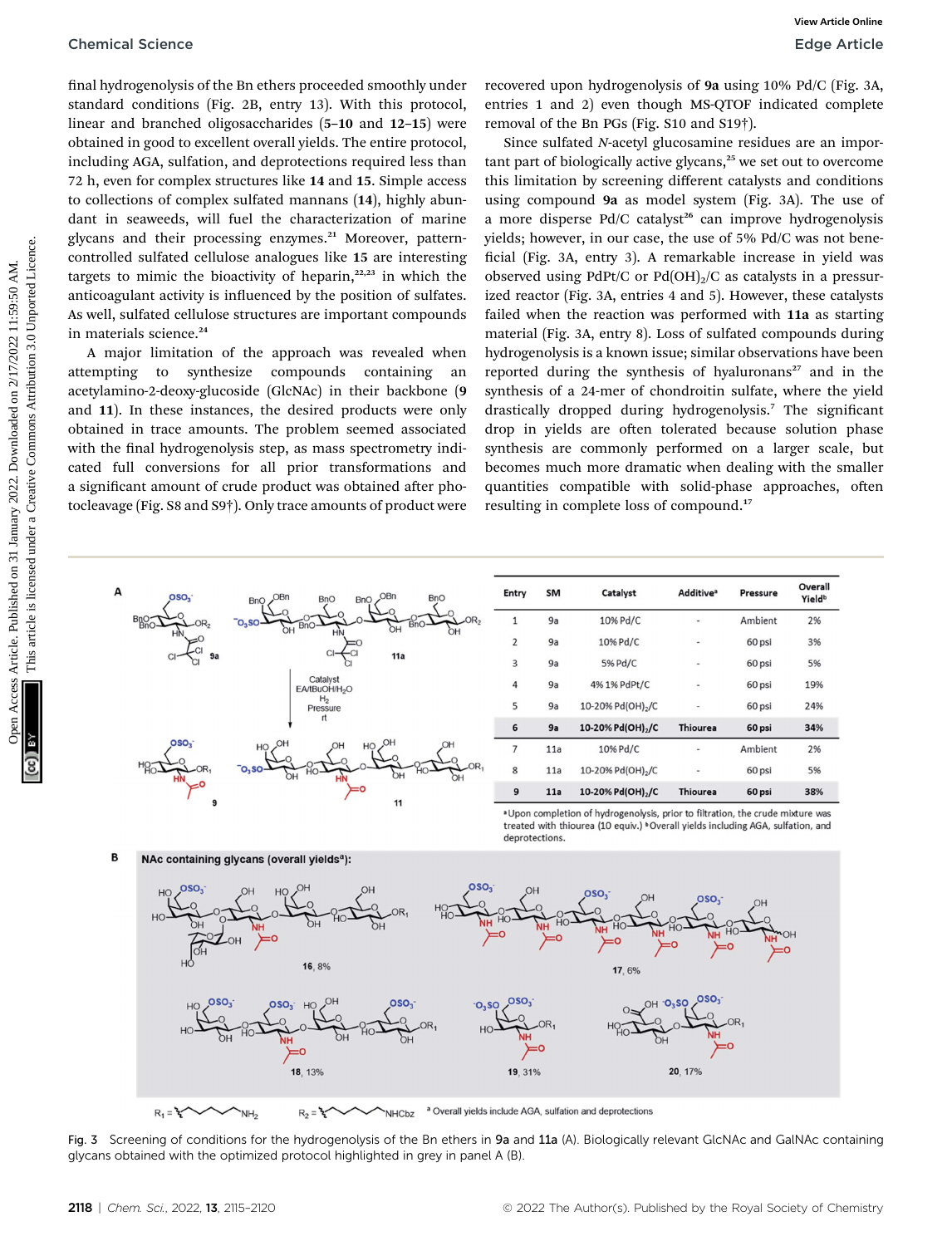final hydrogenolysis of the Bn ethers proceeded smoothly under standard conditions (Fig. 2B, entry 13). With this protocol, linear and branched oligosaccharides (**5–10** and **12–15**) were obtained in good to excellent overall yields. The entire protocol, including AGA, sulfation, and deprotections required less than 72 h, even for complex structures like **14** and **15**. Simple access to collections of complex sulfated mannans (**14**), highly abundant in seaweeds, will fuel the characterization of marine glycans and their processing enzymes.[21] Moreover, pattern-controlled sulfated cellulose analogues like **15** are interesting targets to mimic the bioactivity of heparin,[22,23] in which the anticoagulant activity is influenced by the position of sulfates. As well, sulfated cellulose structures are important compounds in materials science.[24]

A major limitation of the approach was revealed when attempting to synthesize compounds containing an acetylamino-2-deoxy-glucoside (GlcNAc) in their backbone (**9** and **11**). In these instances, the desired products were only obtained in trace amounts. The problem seemed associated with the final hydrogenolysis step, as mass spectrometry indicated full conversions for all prior transformations and a significant amount of crude product was obtained after photocleavage (Fig. S8 and S9†). Only trace amounts of product were recovered upon hydrogenolysis of **9a** using 10% Pd/C (Fig. 3A, entries 1 and 2) even though MS-QTOF indicated complete removal of the Bn PGs (Fig. S10 and S19†).

Since sulfated *N*-acetyl glucosamine residues are an important part of biologically active glycans,[25] we set out to overcome this limitation by screening different catalysts and conditions using compound **9a** as model system (Fig. 3A). The use of a more disperse Pd/C catalyst[26] can improve hydrogenolysis yields; however, in our case, the use of 5% Pd/C was not beneficial (Fig. 3A, entry 3). A remarkable increase in yield was observed using PdPt/C or $Pd(OH)_2/C$ as catalysts in a pressurized reactor (Fig. 3A, entries 4 and 5). However, these catalysts failed when the reaction was performed with **11a** as starting material (Fig. 3A, entry 8). Loss of sulfated compounds during hydrogenolysis is a known issue; similar observations have been reported during the synthesis of hyaluronans[27] and in the synthesis of a 24-mer of chondroitin sulfate, where the yield drastically dropped during hydrogenolysis.[7] The significant drop in yields are often tolerated because solution phase synthesis are commonly performed on a larger scale, but becomes much more dramatic when dealing with the smaller quantities compatible with solid-phase approaches, often resulting in complete loss of compound.[17]

| Entry | SM | Catalyst | Additive[a] | Pressure | Overall Yield[b] |
|---|---|---|---|---|---|
| 1 | 9a | 10% Pd/C | - | Ambient | 2% |
| 2 | 9a | 10% Pd/C | - | 60 psi | 3% |
| 3 | 9a | 5% Pd/C | - | 60 psi | 5% |
| 4 | 9a | 4% 1% PdPt/C | - | 60 psi | 19% |
| 5 | 9a | 10-20% $Pd(OH)_2/C$ | - | 60 psi | 24% |
| **6** | **9a** | **10-20% $Pd(OH)_2/C$** | **Thiourea** | **60 psi** | **34%** |
| 7 | 11a | 10% Pd/C | - | Ambient | 2% |
| 8 | 11a | 10-20% $Pd(OH)_2/C$ | - | 60 psi | 5% |
| **9** | **11a** | **10-20% $Pd(OH)_2/C$** | **Thiourea** | **60 psi** | **38%** |

[a] Upon completion of hydrogenolysis, prior to filtration, the crude mixture was treated with thiourea (10 equiv.) [b] Overall yields including AGA, sulfation, and deprotections.

Fig. 3 Screening of conditions for the hydrogenolysis of the Bn ethers in **9a** and **11a** (A). Biologically relevant GlcNAc and GalNAc containing glycans obtained with the optimized protocol highlighted in grey in panel A (B).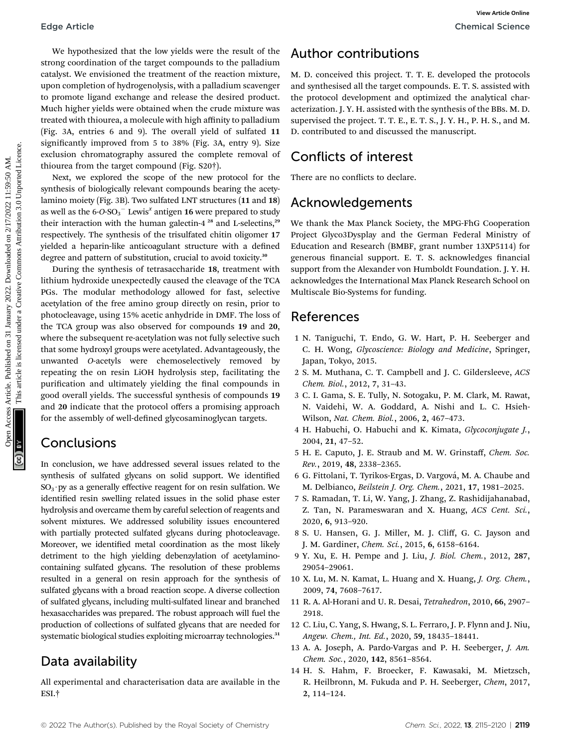We hypothesized that the low yields were the result of the strong coordination of the target compounds to the palladium catalyst. We envisioned the treatment of the reaction mixture, upon completion of hydrogenolysis, with a palladium scavenger to promote ligand exchange and release the desired product. Much higher yields were obtained when the crude mixture was treated with thiourea, a molecule with high affinity to palladium (Fig. 3A, entries 6 and 9). The overall yield of sulfated **11** significantly improved from 5 to 38% (Fig. 3A, entry 9). Size exclusion chromatography assured the complete removal of thiourea from the target compound (Fig. S20†).

Next, we explored the scope of the new protocol for the synthesis of biologically relevant compounds bearing the acetylamino moiety (Fig. 3B). Two sulfated LNT structures (**11** and **18**) as well as the 6-*O*-$SO_3^-$ Lewis$^x$ antigen **16** were prepared to study their interaction with the human galectin-4 [28] and L-selectins,[29] respectively. The synthesis of the trisulfated chitin oligomer **17** yielded a heparin-like anticoagulant structure with a defined degree and pattern of substitution, crucial to avoid toxicity.[30]

During the synthesis of tetrasaccharide **18**, treatment with lithium hydroxide unexpectedly caused the cleavage of the TCA PGs. The modular methodology allowed for fast, selective acetylation of the free amino group directly on resin, prior to photocleavage, using 15% acetic anhydride in DMF. The loss of the TCA group was also observed for compounds **19** and **20**, where the subsequent re-acetylation was not fully selective such that some hydroxyl groups were acetylated. Advantageously, the unwanted *O*-acetyls were chemoselectively removed by repeating the on resin LiOH hydrolysis step, facilitating the purification and ultimately yielding the final compounds in good overall yields. The successful synthesis of compounds **19** and **20** indicate that the protocol offers a promising approach for the assembly of well-defined glycosaminoglycan targets.

## Conclusions

In conclusion, we have addressed several issues related to the synthesis of sulfated glycans on solid support. We identified $SO_3 \cdot py$ as a generally effective reagent for on resin sulfation. We identified resin swelling related issues in the solid phase ester hydrolysis and overcame them by careful selection of reagents and solvent mixtures. We addressed solubility issues encountered with partially protected sulfated glycans during photocleavage. Moreover, we identified metal coordination as the most likely detriment to the high yielding debenzylation of acetylamino-containing sulfated glycans. The resolution of these problems resulted in a general on resin approach for the synthesis of sulfated glycans with a broad reaction scope. A diverse collection of sulfated glycans, including multi-sulfated linear and branched hexasaccharides was prepared. The robust approach will fuel the production of collections of sulfated glycans that are needed for systematic biological studies exploiting microarray technologies.[31]

## Data availability

All experimental and characterisation data are available in the ESI.†

## Author contributions

M. D. conceived this project. T. T. E. developed the protocols and synthesised all the target compounds. E. T. S. assisted with the protocol development and optimized the analytical characterization. J. Y. H. assisted with the synthesis of the BBs. M. D. supervised the project. T. T. E., E. T. S., J. Y. H., P. H. S., and M. D. contributed to and discussed the manuscript.

## Conflicts of interest

There are no conflicts to declare.

## Acknowledgements

We thank the Max Planck Society, the MPG-FhG Cooperation Project Glyco3Dysplay and the German Federal Ministry of Education and Research (BMBF, grant number 13XP5114) for generous financial support. E. T. S. acknowledges financial support from the Alexander von Humboldt Foundation. J. Y. H. acknowledges the International Max Planck Research School on Multiscale Bio-Systems for funding.

## References

1 N. Taniguchi, T. Endo, G. W. Hart, P. H. Seeberger and C. H. Wong, *Glycoscience: Biology and Medicine*, Springer, Japan, Tokyo, 2015.

2 S. M. Muthana, C. T. Campbell and J. C. Gildersleeve, *ACS Chem. Biol.*, 2012, **7**, 31–43.

3 C. I. Gama, S. E. Tully, N. Sotogaku, P. M. Clark, M. Rawat, N. Vaidehi, W. A. Goddard, A. Nishi and L. C. Hsieh-Wilson, *Nat. Chem. Biol.*, 2006, **2**, 467–473.

4 H. Habuchi, O. Habuchi and K. Kimata, *Glycoconjugate J.*, 2004, **21**, 47–52.

5 H. E. Caputo, J. E. Straub and M. W. Grinstaff, *Chem. Soc. Rev.*, 2019, **48**, 2338–2365.

6 G. Fittolani, T. Tyrikos-Ergas, D. Vargová, M. A. Chaube and M. Delbianco, *Beilstein J. Org. Chem.*, 2021, **17**, 1981–2025.

7 S. Ramadan, T. Li, W. Yang, J. Zhang, Z. Rashidijahanabad, Z. Tan, N. Parameswaran and X. Huang, *ACS Cent. Sci.*, 2020, **6**, 913–920.

8 S. U. Hansen, G. J. Miller, M. J. Cliff, G. C. Jayson and J. M. Gardiner, *Chem. Sci.*, 2015, **6**, 6158–6164.

9 Y. Xu, E. H. Pempe and J. Liu, *J. Biol. Chem.*, 2012, **287**, 29054–29061.

10 X. Lu, M. N. Kamat, L. Huang and X. Huang, *J. Org. Chem.*, 2009, **74**, 7608–7617.

11 R. A. Al-Horani and U. R. Desai, *Tetrahedron*, 2010, **66**, 2907–2918.

12 C. Liu, C. Yang, S. Hwang, S. L. Ferraro, J. P. Flynn and J. Niu, *Angew. Chem., Int. Ed.*, 2020, **59**, 18435–18441.

13 A. A. Joseph, A. Pardo-Vargas and P. H. Seeberger, *J. Am. Chem. Soc.*, 2020, **142**, 8561–8564.

14 H. S. Hahm, F. Broecker, F. Kawasaki, M. Mietzsch, R. Heilbronn, M. Fukuda and P. H. Seeberger, *Chem*, 2017, **2**, 114–124.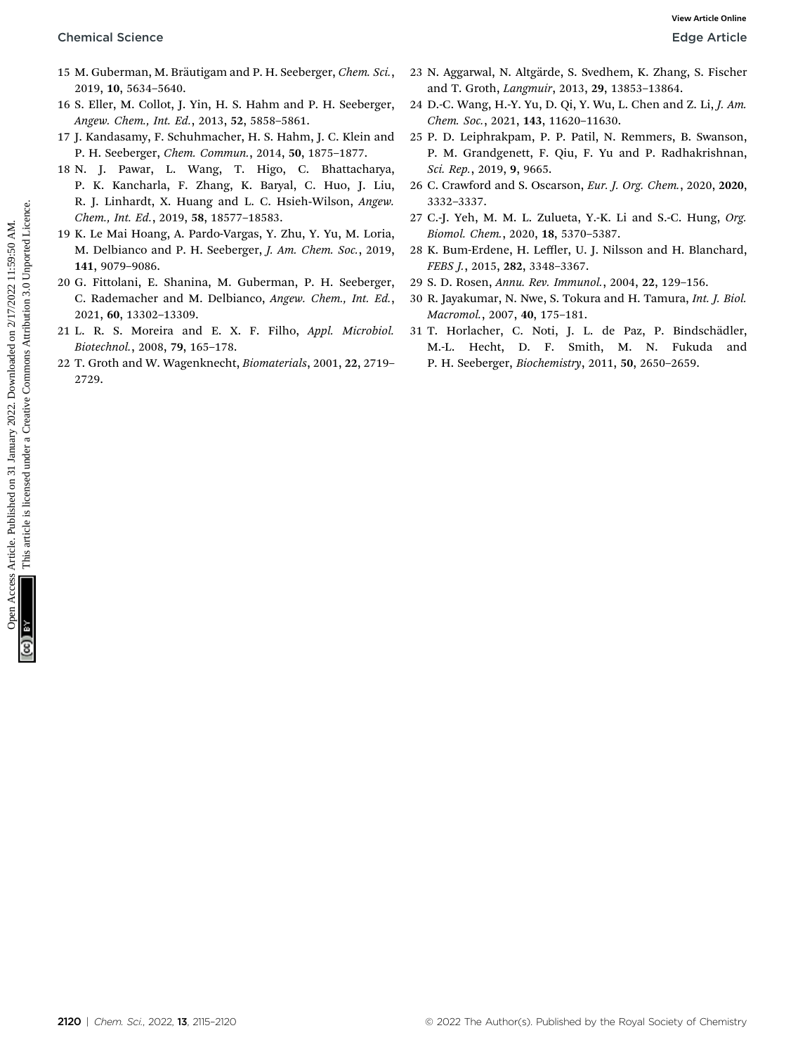15 M. Guberman, M. Bräutigam and P. H. Seeberger, *Chem. Sci.*, 2019, **10**, 5634–5640.

16 S. Eller, M. Collot, J. Yin, H. S. Hahm and P. H. Seeberger, *Angew. Chem., Int. Ed.*, 2013, **52**, 5858–5861.

17 J. Kandasamy, F. Schuhmacher, H. S. Hahm, J. C. Klein and P. H. Seeberger, *Chem. Commun.*, 2014, **50**, 1875–1877.

18 N. J. Pawar, L. Wang, T. Higo, C. Bhattacharya, P. K. Kancharla, F. Zhang, K. Baryal, C. Huo, J. Liu, R. J. Linhardt, X. Huang and L. C. Hsieh-Wilson, *Angew. Chem., Int. Ed.*, 2019, **58**, 18577–18583.

19 K. Le Mai Hoang, A. Pardo-Vargas, Y. Zhu, Y. Yu, M. Loria, M. Delbianco and P. H. Seeberger, *J. Am. Chem. Soc.*, 2019, **141**, 9079–9086.

20 G. Fittolani, E. Shanina, M. Guberman, P. H. Seeberger, C. Rademacher and M. Delbianco, *Angew. Chem., Int. Ed.*, 2021, **60**, 13302–13309.

21 L. R. S. Moreira and E. X. F. Filho, *Appl. Microbiol. Biotechnol.*, 2008, **79**, 165–178.

22 T. Groth and W. Wagenknecht, *Biomaterials*, 2001, **22**, 2719–2729.

23 N. Aggarwal, N. Altgärde, S. Svedhem, K. Zhang, S. Fischer and T. Groth, *Langmuir*, 2013, **29**, 13853–13864.

24 D.-C. Wang, H.-Y. Yu, D. Qi, Y. Wu, L. Chen and Z. Li, *J. Am. Chem. Soc.*, 2021, **143**, 11620–11630.

25 P. D. Leiphrakpam, P. P. Patil, N. Remmers, B. Swanson, P. M. Grandgenett, F. Qiu, F. Yu and P. Radhakrishnan, *Sci. Rep.*, 2019, **9**, 9665.

26 C. Crawford and S. Oscarson, *Eur. J. Org. Chem.*, 2020, **2020**, 3332–3337.

27 C.-J. Yeh, M. M. L. Zulueta, Y.-K. Li and S.-C. Hung, *Org. Biomol. Chem.*, 2020, **18**, 5370–5387.

28 K. Bum-Erdene, H. Leffler, U. J. Nilsson and H. Blanchard, *FEBS J.*, 2015, **282**, 3348–3367.

29 S. D. Rosen, *Annu. Rev. Immunol.*, 2004, **22**, 129–156.

30 R. Jayakumar, N. Nwe, S. Tokura and H. Tamura, *Int. J. Biol. Macromol.*, 2007, **40**, 175–181.

31 T. Horlacher, C. Noti, J. L. de Paz, P. Bindschädler, M.-L. Hecht, D. F. Smith, M. N. Fukuda and P. H. Seeberger, *Biochemistry*, 2011, **50**, 2650–2659.